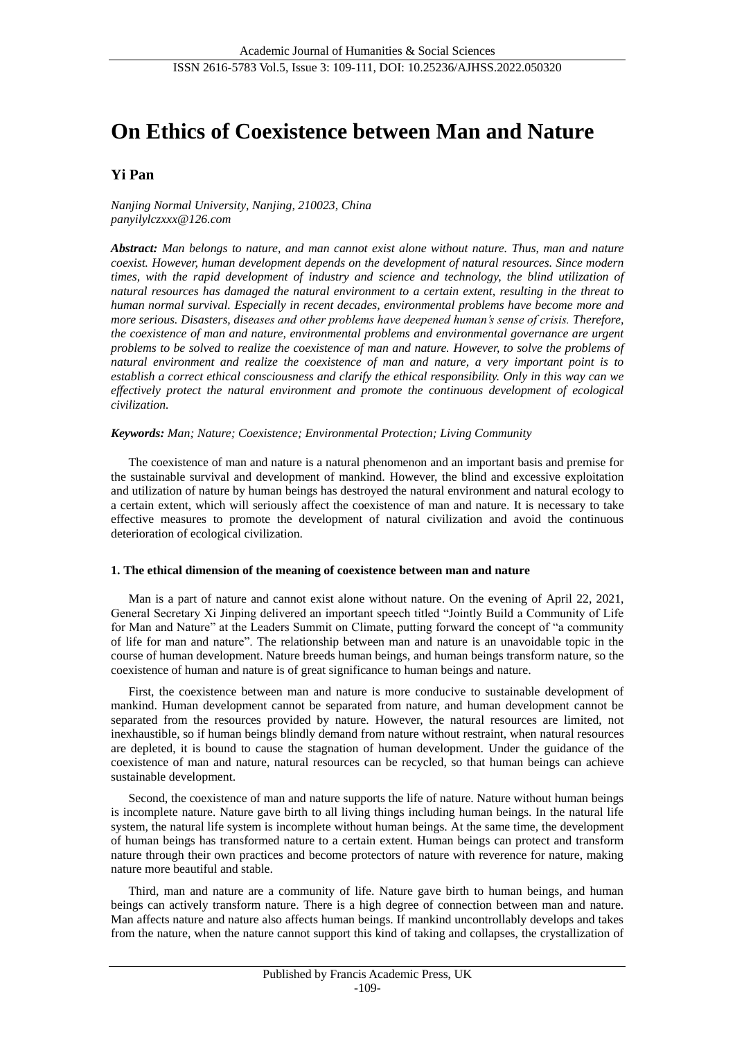# On Ethics of Coexistence between Man and Nature

**Yi Pan**

*Nanjing Normal University, Nanjing, 210023, China*
*panyilylczxxx@126.com*

***Abstract:*** *Man belongs to nature, and man cannot exist alone without nature. Thus, man and nature coexist. However, human development depends on the development of natural resources. Since modern times, with the rapid development of industry and science and technology, the blind utilization of natural resources has damaged the natural environment to a certain extent, resulting in the threat to human normal survival. Especially in recent decades, environmental problems have become more and more serious. Disasters, diseases and other problems have deepened human's sense of crisis. Therefore, the coexistence of man and nature, environmental problems and environmental governance are urgent problems to be solved to realize the coexistence of man and nature. However, to solve the problems of natural environment and realize the coexistence of man and nature, a very important point is to establish a correct ethical consciousness and clarify the ethical responsibility. Only in this way can we effectively protect the natural environment and promote the continuous development of ecological civilization.*

***Keywords:*** *Man; Nature; Coexistence; Environmental Protection; Living Community*

The coexistence of man and nature is a natural phenomenon and an important basis and premise for the sustainable survival and development of mankind. However, the blind and excessive exploitation and utilization of nature by human beings has destroyed the natural environment and natural ecology to a certain extent, which will seriously affect the coexistence of man and nature. It is necessary to take effective measures to promote the development of natural civilization and avoid the continuous deterioration of ecological civilization.

## 1. The ethical dimension of the meaning of coexistence between man and nature

Man is a part of nature and cannot exist alone without nature. On the evening of April 22, 2021, General Secretary Xi Jinping delivered an important speech titled "Jointly Build a Community of Life for Man and Nature" at the Leaders Summit on Climate, putting forward the concept of "a community of life for man and nature". The relationship between man and nature is an unavoidable topic in the course of human development. Nature breeds human beings, and human beings transform nature, so the coexistence of human and nature is of great significance to human beings and nature.

First, the coexistence between man and nature is more conducive to sustainable development of mankind. Human development cannot be separated from nature, and human development cannot be separated from the resources provided by nature. However, the natural resources are limited, not inexhaustible, so if human beings blindly demand from nature without restraint, when natural resources are depleted, it is bound to cause the stagnation of human development. Under the guidance of the coexistence of man and nature, natural resources can be recycled, so that human beings can achieve sustainable development.

Second, the coexistence of man and nature supports the life of nature. Nature without human beings is incomplete nature. Nature gave birth to all living things including human beings. In the natural life system, the natural life system is incomplete without human beings. At the same time, the development of human beings has transformed nature to a certain extent. Human beings can protect and transform nature through their own practices and become protectors of nature with reverence for nature, making nature more beautiful and stable.

Third, man and nature are a community of life. Nature gave birth to human beings, and human beings can actively transform nature. There is a high degree of connection between man and nature. Man affects nature and nature also affects human beings. If mankind uncontrollably develops and takes from the nature, when the nature cannot support this kind of taking and collapses, the crystallization of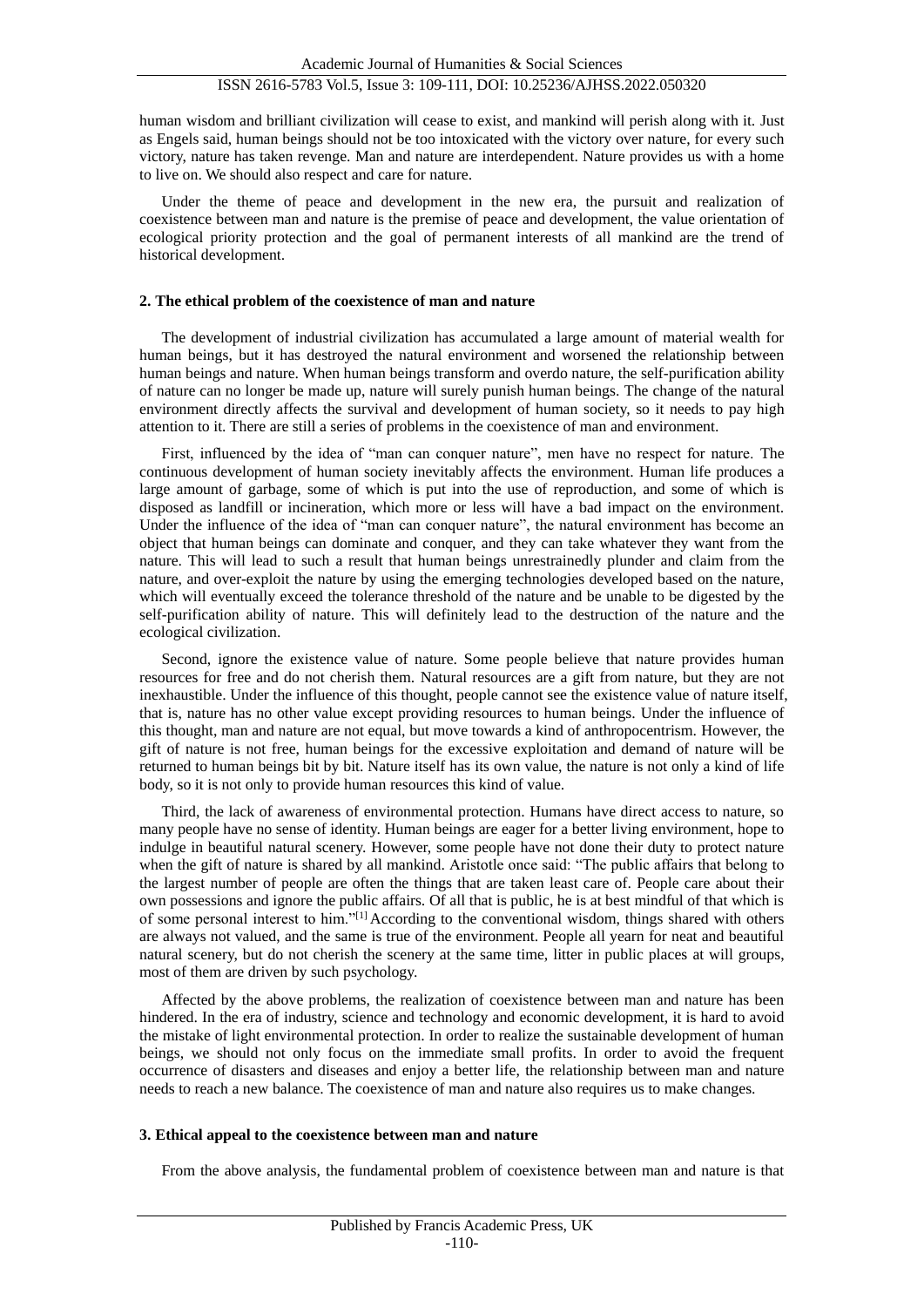human wisdom and brilliant civilization will cease to exist, and mankind will perish along with it. Just as Engels said, human beings should not be too intoxicated with the victory over nature, for every such victory, nature has taken revenge. Man and nature are interdependent. Nature provides us with a home to live on. We should also respect and care for nature.

Under the theme of peace and development in the new era, the pursuit and realization of coexistence between man and nature is the premise of peace and development, the value orientation of ecological priority protection and the goal of permanent interests of all mankind are the trend of historical development.

## 2. The ethical problem of the coexistence of man and nature

The development of industrial civilization has accumulated a large amount of material wealth for human beings, but it has destroyed the natural environment and worsened the relationship between human beings and nature. When human beings transform and overdo nature, the self-purification ability of nature can no longer be made up, nature will surely punish human beings. The change of the natural environment directly affects the survival and development of human society, so it needs to pay high attention to it. There are still a series of problems in the coexistence of man and environment.

First, influenced by the idea of "man can conquer nature", men have no respect for nature. The continuous development of human society inevitably affects the environment. Human life produces a large amount of garbage, some of which is put into the use of reproduction, and some of which is disposed as landfill or incineration, which more or less will have a bad impact on the environment. Under the influence of the idea of "man can conquer nature", the natural environment has become an object that human beings can dominate and conquer, and they can take whatever they want from the nature. This will lead to such a result that human beings unrestrainedly plunder and claim from the nature, and over-exploit the nature by using the emerging technologies developed based on the nature, which will eventually exceed the tolerance threshold of the nature and be unable to be digested by the self-purification ability of nature. This will definitely lead to the destruction of the nature and the ecological civilization.

Second, ignore the existence value of nature. Some people believe that nature provides human resources for free and do not cherish them. Natural resources are a gift from nature, but they are not inexhaustible. Under the influence of this thought, people cannot see the existence value of nature itself, that is, nature has no other value except providing resources to human beings. Under the influence of this thought, man and nature are not equal, but move towards a kind of anthropocentrism. However, the gift of nature is not free, human beings for the excessive exploitation and demand of nature will be returned to human beings bit by bit. Nature itself has its own value, the nature is not only a kind of life body, so it is not only to provide human resources this kind of value.

Third, the lack of awareness of environmental protection. Humans have direct access to nature, so many people have no sense of identity. Human beings are eager for a better living environment, hope to indulge in beautiful natural scenery. However, some people have not done their duty to protect nature when the gift of nature is shared by all mankind. Aristotle once said: "The public affairs that belong to the largest number of people are often the things that are taken least care of. People care about their own possessions and ignore the public affairs. Of all that is public, he is at best mindful of that which is of some personal interest to him."[1] According to the conventional wisdom, things shared with others are always not valued, and the same is true of the environment. People all yearn for neat and beautiful natural scenery, but do not cherish the scenery at the same time, litter in public places at will groups, most of them are driven by such psychology.

Affected by the above problems, the realization of coexistence between man and nature has been hindered. In the era of industry, science and technology and economic development, it is hard to avoid the mistake of light environmental protection. In order to realize the sustainable development of human beings, we should not only focus on the immediate small profits. In order to avoid the frequent occurrence of disasters and diseases and enjoy a better life, the relationship between man and nature needs to reach a new balance. The coexistence of man and nature also requires us to make changes.

## 3. Ethical appeal to the coexistence between man and nature

From the above analysis, the fundamental problem of coexistence between man and nature is that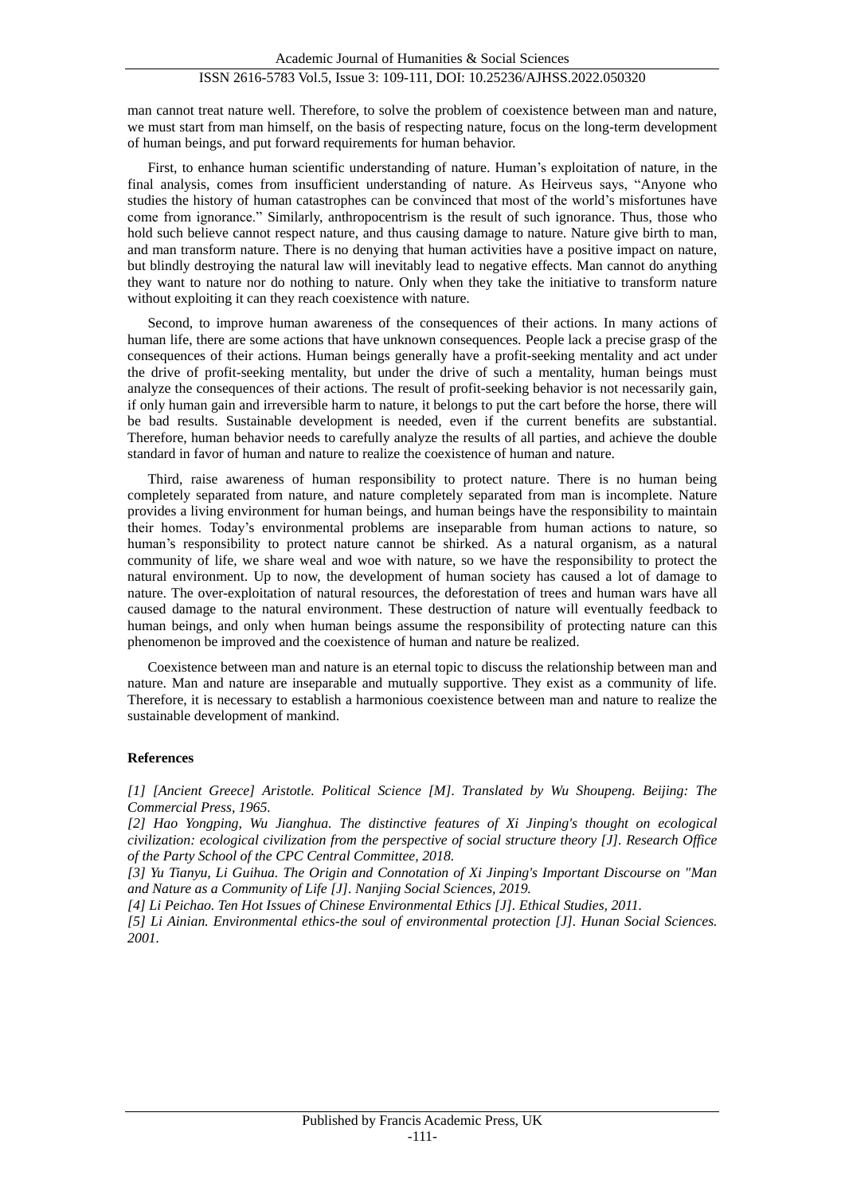man cannot treat nature well. Therefore, to solve the problem of coexistence between man and nature, we must start from man himself, on the basis of respecting nature, focus on the long-term development of human beings, and put forward requirements for human behavior.

First, to enhance human scientific understanding of nature. Human's exploitation of nature, in the final analysis, comes from insufficient understanding of nature. As Heirveus says, "Anyone who studies the history of human catastrophes can be convinced that most of the world's misfortunes have come from ignorance." Similarly, anthropocentrism is the result of such ignorance. Thus, those who hold such believe cannot respect nature, and thus causing damage to nature. Nature give birth to man, and man transform nature. There is no denying that human activities have a positive impact on nature, but blindly destroying the natural law will inevitably lead to negative effects. Man cannot do anything they want to nature nor do nothing to nature. Only when they take the initiative to transform nature without exploiting it can they reach coexistence with nature.

Second, to improve human awareness of the consequences of their actions. In many actions of human life, there are some actions that have unknown consequences. People lack a precise grasp of the consequences of their actions. Human beings generally have a profit-seeking mentality and act under the drive of profit-seeking mentality, but under the drive of such a mentality, human beings must analyze the consequences of their actions. The result of profit-seeking behavior is not necessarily gain, if only human gain and irreversible harm to nature, it belongs to put the cart before the horse, there will be bad results. Sustainable development is needed, even if the current benefits are substantial. Therefore, human behavior needs to carefully analyze the results of all parties, and achieve the double standard in favor of human and nature to realize the coexistence of human and nature.

Third, raise awareness of human responsibility to protect nature. There is no human being completely separated from nature, and nature completely separated from man is incomplete. Nature provides a living environment for human beings, and human beings have the responsibility to maintain their homes. Today's environmental problems are inseparable from human actions to nature, so human's responsibility to protect nature cannot be shirked. As a natural organism, as a natural community of life, we share weal and woe with nature, so we have the responsibility to protect the natural environment. Up to now, the development of human society has caused a lot of damage to nature. The over-exploitation of natural resources, the deforestation of trees and human wars have all caused damage to the natural environment. These destruction of nature will eventually feedback to human beings, and only when human beings assume the responsibility of protecting nature can this phenomenon be improved and the coexistence of human and nature be realized.

Coexistence between man and nature is an eternal topic to discuss the relationship between man and nature. Man and nature are inseparable and mutually supportive. They exist as a community of life. Therefore, it is necessary to establish a harmonious coexistence between man and nature to realize the sustainable development of mankind.

## References

*[1] [Ancient Greece] Aristotle. Political Science [M]. Translated by Wu Shoupeng. Beijing: The Commercial Press, 1965.*

*[2] Hao Yongping, Wu Jianghua. The distinctive features of Xi Jinping's thought on ecological civilization: ecological civilization from the perspective of social structure theory [J]. Research Office of the Party School of the CPC Central Committee, 2018.*

*[3] Yu Tianyu, Li Guihua. The Origin and Connotation of Xi Jinping's Important Discourse on "Man and Nature as a Community of Life [J]. Nanjing Social Sciences, 2019.*

*[4] Li Peichao. Ten Hot Issues of Chinese Environmental Ethics [J]. Ethical Studies, 2011.*

*[5] Li Ainian. Environmental ethics-the soul of environmental protection [J]. Hunan Social Sciences. 2001.*